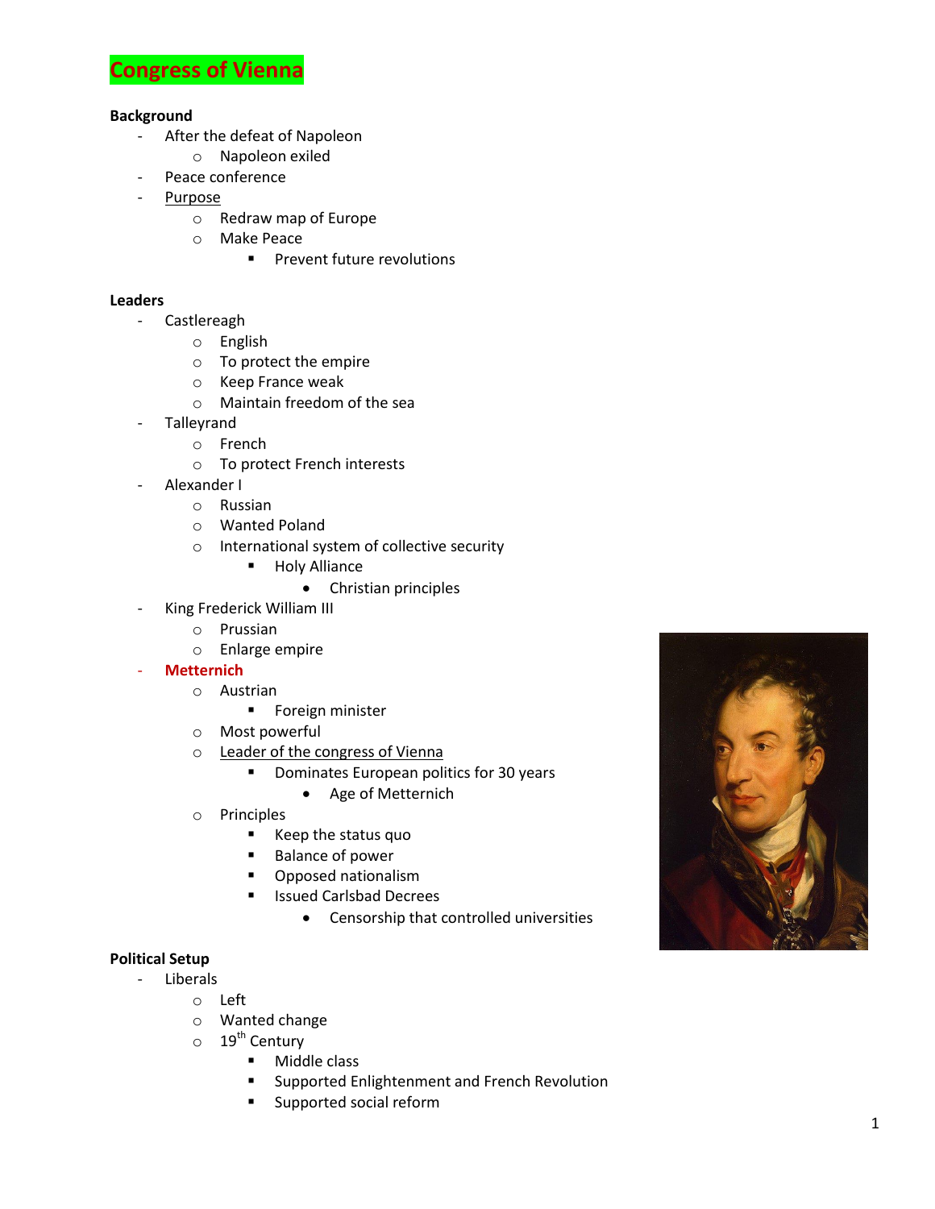# Congress of Vienna

**Background**

- After the defeat of Napoleon
  - Napoleon exiled
- Peace conference
- Purpose
  - Redraw map of Europe
  - Make Peace
    - Prevent future revolutions

**Leaders**

- Castlereagh
  - English
  - To protect the empire
  - Keep France weak
  - Maintain freedom of the sea
- Talleyrand
  - French
  - To protect French interests
- Alexander I
  - Russian
  - Wanted Poland
  - International system of collective security
    - Holy Alliance
      - Christian principles
- King Frederick William III
  - Prussian
  - Enlarge empire
- Metternich
  - Austrian
    - Foreign minister
  - Most powerful
  - Leader of the congress of Vienna
    - Dominates European politics for 30 years
      - Age of Metternich
  - Principles
    - Keep the status quo
    - Balance of power
    - Opposed nationalism
    - Issued Carlsbad Decrees
      - Censorship that controlled universities

**Political Setup**

- Liberals
  - Left
  - Wanted change
  - 19th Century
    - Middle class
    - Supported Enlightenment and French Revolution
    - Supported social reform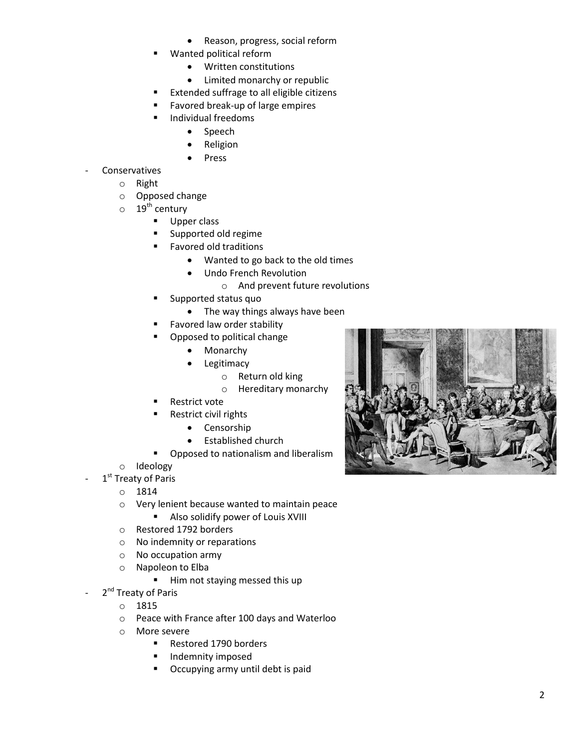- Reason, progress, social reform
            - Wanted political reform
                - Written constitutions
                - Limited monarchy or republic
            - Extended suffrage to all eligible citizens
            - Favored break-up of large empires
            - Individual freedoms
                - Speech
                - Religion
                - Press

- Conservatives
    - Right
    - Opposed change
    - 19th century
        - Upper class
        - Supported old regime
        - Favored old traditions
            - Wanted to go back to the old times
            - Undo French Revolution
                - And prevent future revolutions
        - Supported status quo
            - The way things always have been
        - Favored law order stability
        - Opposed to political change
            - Monarchy
            - Legitimacy
                - Return old king
                - Hereditary monarchy
        - Restrict vote
        - Restrict civil rights
            - Censorship
            - Established church
        - Opposed to nationalism and liberalism
    - Ideology
- 1st Treaty of Paris
    - 1814
    - Very lenient because wanted to maintain peace
        - Also solidify power of Louis XVIII
    - Restored 1792 borders
    - No indemnity or reparations
    - No occupation army
    - Napoleon to Elba
        - Him not staying messed this up
- 2nd Treaty of Paris
    - 1815
    - Peace with France after 100 days and Waterloo
    - More severe
        - Restored 1790 borders
        - Indemnity imposed
        - Occupying army until debt is paid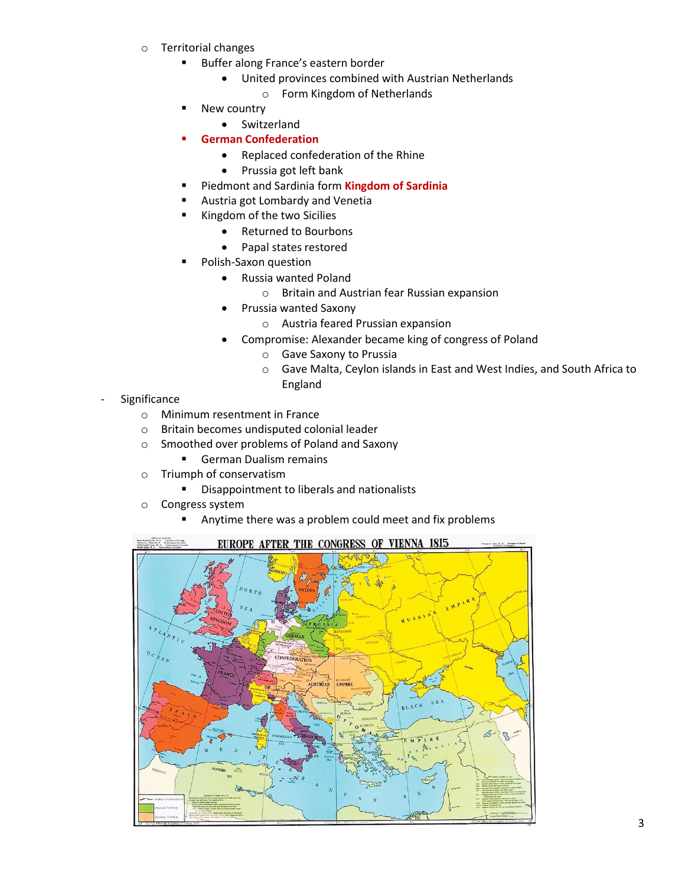- Territorial changes
  - Buffer along France's eastern border
    - United provinces combined with Austrian Netherlands
      - Form Kingdom of Netherlands
  - New country
    - Switzerland
  - **German Confederation**
    - Replaced confederation of the Rhine
    - Prussia got left bank
  - Piedmont and Sardinia form **Kingdom of Sardinia**
  - Austria got Lombardy and Venetia
  - Kingdom of the two Sicilies
    - Returned to Bourbons
    - Papal states restored
  - Polish-Saxon question
    - Russia wanted Poland
      - Britain and Austrian fear Russian expansion
    - Prussia wanted Saxony
      - Austria feared Prussian expansion
    - Compromise: Alexander became king of congress of Poland
      - Gave Saxony to Prussia
      - Gave Malta, Ceylon islands in East and West Indies, and South Africa to England

- Significance
  - Minimum resentment in France
  - Britain becomes undisputed colonial leader
  - Smoothed over problems of Poland and Saxony
    - German Dualism remains
  - Triumph of conservatism
    - Disappointment to liberals and nationalists
  - Congress system
    - Anytime there was a problem could meet and fix problems

EUROPE AFTER THE CONGRESS OF VIENNA 1815